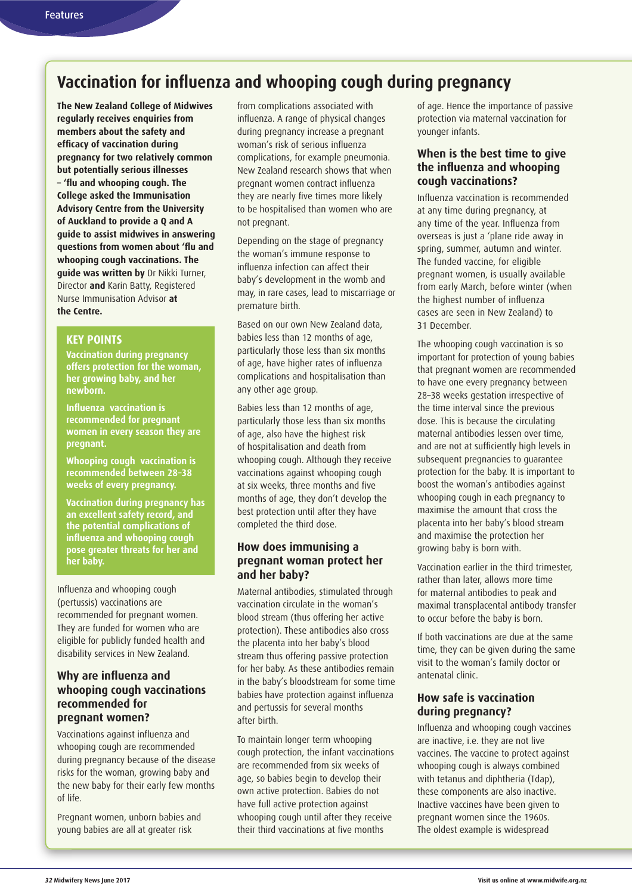# Vaccination for influenza and whooping cough during pregnancy

**The New Zealand College of Midwives regularly receives enquiries from members about the safety and efficacy of vaccination during pregnancy for two relatively common but potentially serious illnesses – 'flu and whooping cough. The College asked the Immunisation Advisory Centre from the University of Auckland to provide a Q and A guide to assist midwives in answering questions from women about 'flu and whooping cough vaccinations. The guide was written by** Dr Nikki Turner, Director **and** Karin Batty, Registered Nurse Immunisation Advisor **at the Centre.**

> **KEY POINTS**
>
> **Vaccination during pregnancy offers protection for the woman, her growing baby, and her newborn.**
>
> **Influenza vaccination is recommended for pregnant women in every season they are pregnant.**
>
> **Whooping cough vaccination is recommended between 28–38 weeks of every pregnancy.**
>
> **Vaccination during pregnancy has an excellent safety record, and the potential complications of influenza and whooping cough pose greater threats for her and her baby.**

Influenza and whooping cough (pertussis) vaccinations are recommended for pregnant women. They are funded for women who are eligible for publicly funded health and disability services in New Zealand.

## Why are influenza and whooping cough vaccinations recommended for pregnant women?

Vaccinations against influenza and whooping cough are recommended during pregnancy because of the disease risks for the woman, growing baby and the new baby for their early few months of life.

Pregnant women, unborn babies and young babies are all at greater risk from complications associated with influenza. A range of physical changes during pregnancy increase a pregnant woman's risk of serious influenza complications, for example pneumonia. New Zealand research shows that when pregnant women contract influenza they are nearly five times more likely to be hospitalised than women who are not pregnant.

Depending on the stage of pregnancy the woman's immune response to influenza infection can affect their baby's development in the womb and may, in rare cases, lead to miscarriage or premature birth.

Based on our own New Zealand data, babies less than 12 months of age, particularly those less than six months of age, have higher rates of influenza complications and hospitalisation than any other age group.

Babies less than 12 months of age, particularly those less than six months of age, also have the highest risk of hospitalisation and death from whooping cough. Although they receive vaccinations against whooping cough at six weeks, three months and five months of age, they don't develop the best protection until after they have completed the third dose.

## How does immunising a pregnant woman protect her and her baby?

Maternal antibodies, stimulated through vaccination circulate in the woman's blood stream (thus offering her active protection). These antibodies also cross the placenta into her baby's blood stream thus offering passive protection for her baby. As these antibodies remain in the baby's bloodstream for some time babies have protection against influenza and pertussis for several months after birth.

To maintain longer term whooping cough protection, the infant vaccinations are recommended from six weeks of age, so babies begin to develop their own active protection. Babies do not have full active protection against whooping cough until after they receive their third vaccinations at five months of age. Hence the importance of passive protection via maternal vaccination for younger infants.

## When is the best time to give the influenza and whooping cough vaccinations?

Influenza vaccination is recommended at any time during pregnancy, at any time of the year. Influenza from overseas is just a 'plane ride away in spring, summer, autumn and winter. The funded vaccine, for eligible pregnant women, is usually available from early March, before winter (when the highest number of influenza cases are seen in New Zealand) to 31 December.

The whooping cough vaccination is so important for protection of young babies that pregnant women are recommended to have one every pregnancy between 28–38 weeks gestation irrespective of the time interval since the previous dose. This is because the circulating maternal antibodies lessen over time, and are not at sufficiently high levels in subsequent pregnancies to guarantee protection for the baby. It is important to boost the woman's antibodies against whooping cough in each pregnancy to maximise the amount that cross the placenta into her baby's blood stream and maximise the protection her growing baby is born with.

Vaccination earlier in the third trimester, rather than later, allows more time for maternal antibodies to peak and maximal transplacental antibody transfer to occur before the baby is born.

If both vaccinations are due at the same time, they can be given during the same visit to the woman's family doctor or antenatal clinic.

## How safe is vaccination during pregnancy?

Influenza and whooping cough vaccines are inactive, i.e. they are not live vaccines. The vaccine to protect against whooping cough is always combined with tetanus and diphtheria (Tdap), these components are also inactive. Inactive vaccines have been given to pregnant women since the 1960s. The oldest example is widespread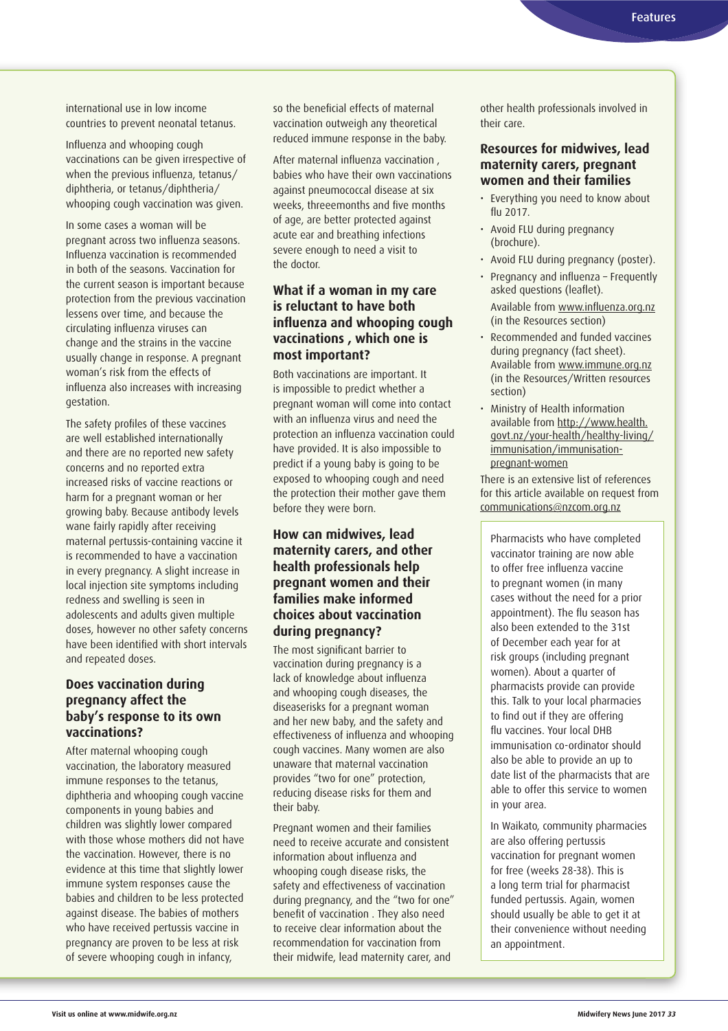international use in low income countries to prevent neonatal tetanus.

Influenza and whooping cough vaccinations can be given irrespective of when the previous influenza, tetanus/diphtheria, or tetanus/diphtheria/whooping cough vaccination was given.

In some cases a woman will be pregnant across two influenza seasons. Influenza vaccination is recommended in both of the seasons. Vaccination for the current season is important because protection from the previous vaccination lessens over time, and because the circulating influenza viruses can change and the strains in the vaccine usually change in response. A pregnant woman's risk from the effects of influenza also increases with increasing gestation.

The safety profiles of these vaccines are well established internationally and there are no reported new safety concerns and no reported extra increased risks of vaccine reactions or harm for a pregnant woman or her growing baby. Because antibody levels wane fairly rapidly after receiving maternal pertussis-containing vaccine it is recommended to have a vaccination in every pregnancy. A slight increase in local injection site symptoms including redness and swelling is seen in adolescents and adults given multiple doses, however no other safety concerns have been identified with short intervals and repeated doses.

## Does vaccination during pregnancy affect the baby's response to its own vaccinations?

After maternal whooping cough vaccination, the laboratory measured immune responses to the tetanus, diphtheria and whooping cough vaccine components in young babies and children was slightly lower compared with those whose mothers did not have the vaccination. However, there is no evidence at this time that slightly lower immune system responses cause the babies and children to be less protected against disease. The babies of mothers who have received pertussis vaccine in pregnancy are proven to be less at risk of severe whooping cough in infancy, so the beneficial effects of maternal vaccination outweigh any theoretical reduced immune response in the baby.

After maternal influenza vaccination , babies who have their own vaccinations against pneumococcal disease at six weeks, threeemonths and five months of age, are better protected against acute ear and breathing infections severe enough to need a visit to the doctor.

## What if a woman in my care is reluctant to have both influenza and whooping cough vaccinations , which one is most important?

Both vaccinations are important. It is impossible to predict whether a pregnant woman will come into contact with an influenza virus and need the protection an influenza vaccination could have provided. It is also impossible to predict if a young baby is going to be exposed to whooping cough and need the protection their mother gave them before they were born.

## How can midwives, lead maternity carers, and other health professionals help pregnant women and their families make informed choices about vaccination during pregnancy?

The most significant barrier to vaccination during pregnancy is a lack of knowledge about influenza and whooping cough diseases, the diseaserisks for a pregnant woman and her new baby, and the safety and effectiveness of influenza and whooping cough vaccines. Many women are also unaware that maternal vaccination provides "two for one" protection, reducing disease risks for them and their baby.

Pregnant women and their families need to receive accurate and consistent information about influenza and whooping cough disease risks, the safety and effectiveness of vaccination during pregnancy, and the "two for one" benefit of vaccination . They also need to receive clear information about the recommendation for vaccination from their midwife, lead maternity carer, and other health professionals involved in their care.

## Resources for midwives, lead maternity carers, pregnant women and their families

- Everything you need to know about flu 2017.
- Avoid FLU during pregnancy (brochure).
- Avoid FLU during pregnancy (poster).
- Pregnancy and influenza – Frequently asked questions (leaflet).

  Available from www.influenza.org.nz (in the Resources section)
- Recommended and funded vaccines during pregnancy (fact sheet). Available from www.immune.org.nz (in the Resources/Written resources section)
- Ministry of Health information available from http://www.health.govt.nz/your-health/healthy-living/immunisation/immunisation-pregnant-women

There is an extensive list of references for this article available on request from communications@nzcom.org.nz

Pharmacists who have completed vaccinator training are now able to offer free influenza vaccine to pregnant women (in many cases without the need for a prior appointment). The flu season has also been extended to the 31st of December each year for at risk groups (including pregnant women). About a quarter of pharmacists provide can provide this. Talk to your local pharmacies to find out if they are offering flu vaccines. Your local DHB immunisation co-ordinator should also be able to provide an up to date list of the pharmacists that are able to offer this service to women in your area.

In Waikato, community pharmacies are also offering pertussis vaccination for pregnant women for free (weeks 28-38). This is a long term trial for pharmacist funded pertussis. Again, women should usually be able to get it at their convenience without needing an appointment.